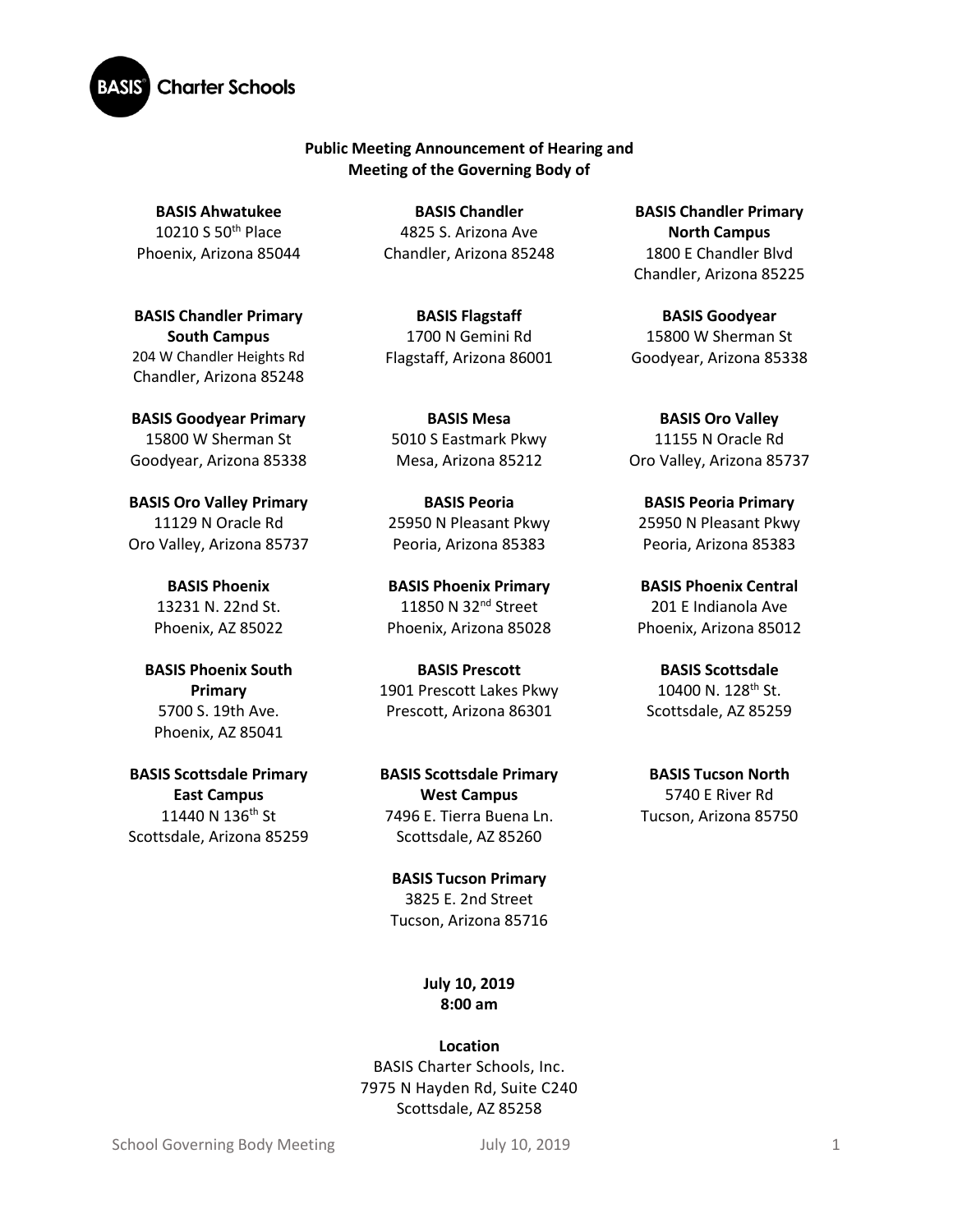**BASIS Charter Schools**

**Public Meeting Announcement of Hearing and Meeting of the Governing Body of**

**BASIS Ahwatukee**
10210 S 50th Place
Phoenix, Arizona 85044

**BASIS Chandler**
4825 S. Arizona Ave
Chandler, Arizona 85248

**BASIS Chandler Primary North Campus**
1800 E Chandler Blvd
Chandler, Arizona 85225

**BASIS Chandler Primary South Campus**
204 W Chandler Heights Rd
Chandler, Arizona 85248

**BASIS Flagstaff**
1700 N Gemini Rd
Flagstaff, Arizona 86001

**BASIS Goodyear**
15800 W Sherman St
Goodyear, Arizona 85338

**BASIS Goodyear Primary**
15800 W Sherman St
Goodyear, Arizona 85338

**BASIS Mesa**
5010 S Eastmark Pkwy
Mesa, Arizona 85212

**BASIS Oro Valley**
11155 N Oracle Rd
Oro Valley, Arizona 85737

**BASIS Oro Valley Primary**
11129 N Oracle Rd
Oro Valley, Arizona 85737

**BASIS Peoria**
25950 N Pleasant Pkwy
Peoria, Arizona 85383

**BASIS Peoria Primary**
25950 N Pleasant Pkwy
Peoria, Arizona 85383

**BASIS Phoenix**
13231 N. 22nd St.
Phoenix, AZ 85022

**BASIS Phoenix Primary**
11850 N 32nd Street
Phoenix, Arizona 85028

**BASIS Phoenix Central**
201 E Indianola Ave
Phoenix, Arizona 85012

**BASIS Phoenix South Primary**
5700 S. 19th Ave.
Phoenix, AZ 85041

**BASIS Prescott**
1901 Prescott Lakes Pkwy
Prescott, Arizona 86301

**BASIS Scottsdale**
10400 N. 128th St.
Scottsdale, AZ 85259

**BASIS Scottsdale Primary East Campus**
11440 N 136th St
Scottsdale, Arizona 85259

**BASIS Scottsdale Primary West Campus**
7496 E. Tierra Buena Ln.
Scottsdale, AZ 85260

**BASIS Tucson North**
5740 E River Rd
Tucson, Arizona 85750

**BASIS Tucson Primary**
3825 E. 2nd Street
Tucson, Arizona 85716

**July 10, 2019**
**8:00 am**

**Location**
BASIS Charter Schools, Inc.
7975 N Hayden Rd, Suite C240
Scottsdale, AZ 85258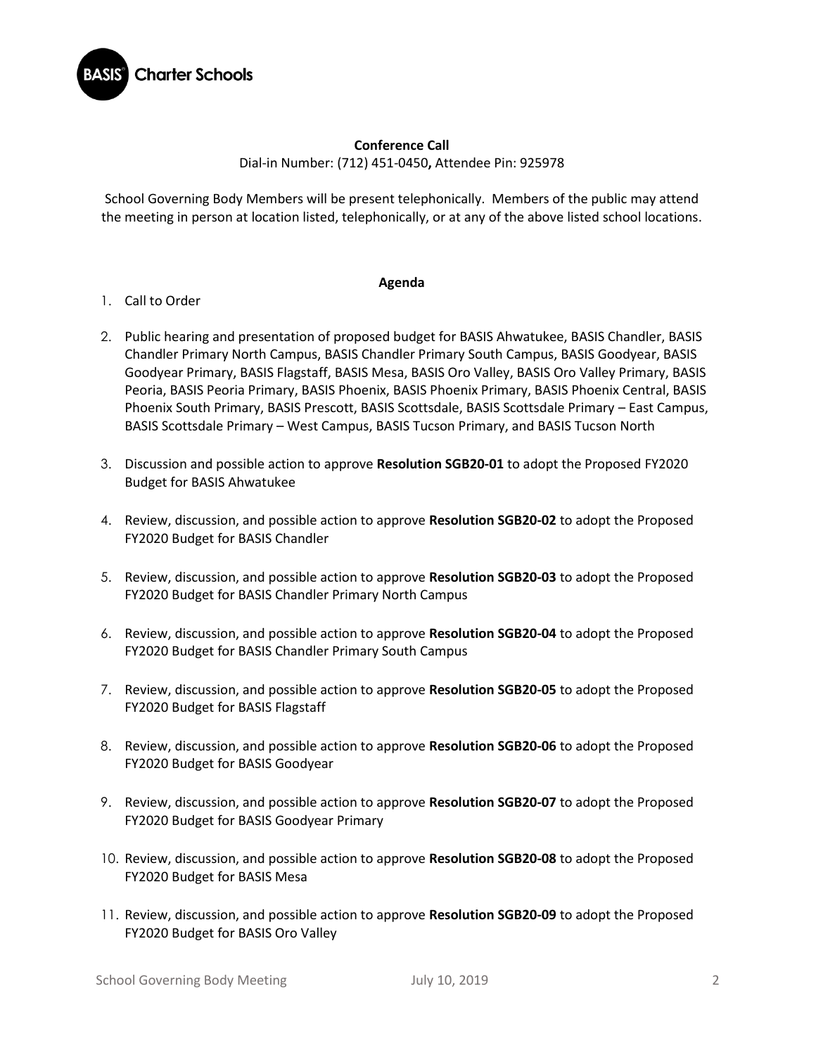**Conference Call**

Dial-in Number: (712) 451-0450**,** Attendee Pin: 925978

School Governing Body Members will be present telephonically. Members of the public may attend the meeting in person at location listed, telephonically, or at any of the above listed school locations.

**Agenda**

1. Call to Order
2. Public hearing and presentation of proposed budget for BASIS Ahwatukee, BASIS Chandler, BASIS Chandler Primary North Campus, BASIS Chandler Primary South Campus, BASIS Goodyear, BASIS Goodyear Primary, BASIS Flagstaff, BASIS Mesa, BASIS Oro Valley, BASIS Oro Valley Primary, BASIS Peoria, BASIS Peoria Primary, BASIS Phoenix, BASIS Phoenix Primary, BASIS Phoenix Central, BASIS Phoenix South Primary, BASIS Prescott, BASIS Scottsdale, BASIS Scottsdale Primary – East Campus, BASIS Scottsdale Primary – West Campus, BASIS Tucson Primary, and BASIS Tucson North
3. Discussion and possible action to approve **Resolution SGB20-01** to adopt the Proposed FY2020 Budget for BASIS Ahwatukee
4. Review, discussion, and possible action to approve **Resolution SGB20-02** to adopt the Proposed FY2020 Budget for BASIS Chandler
5. Review, discussion, and possible action to approve **Resolution SGB20-03** to adopt the Proposed FY2020 Budget for BASIS Chandler Primary North Campus
6. Review, discussion, and possible action to approve **Resolution SGB20-04** to adopt the Proposed FY2020 Budget for BASIS Chandler Primary South Campus
7. Review, discussion, and possible action to approve **Resolution SGB20-05** to adopt the Proposed FY2020 Budget for BASIS Flagstaff
8. Review, discussion, and possible action to approve **Resolution SGB20-06** to adopt the Proposed FY2020 Budget for BASIS Goodyear
9. Review, discussion, and possible action to approve **Resolution SGB20-07** to adopt the Proposed FY2020 Budget for BASIS Goodyear Primary
10. Review, discussion, and possible action to approve **Resolution SGB20-08** to adopt the Proposed FY2020 Budget for BASIS Mesa
11. Review, discussion, and possible action to approve **Resolution SGB20-09** to adopt the Proposed FY2020 Budget for BASIS Oro Valley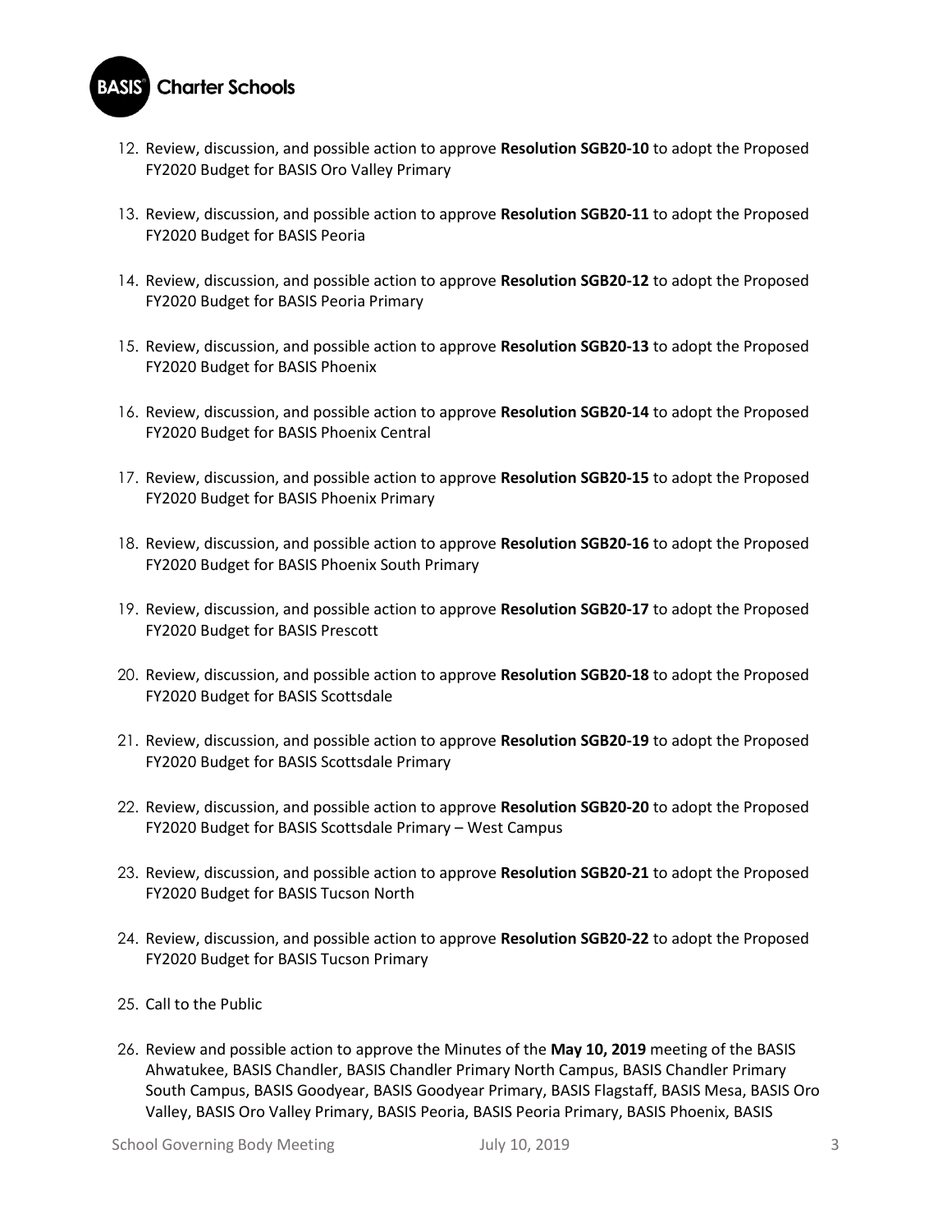12. Review, discussion, and possible action to approve **Resolution SGB20-10** to adopt the Proposed FY2020 Budget for BASIS Oro Valley Primary

13. Review, discussion, and possible action to approve **Resolution SGB20-11** to adopt the Proposed FY2020 Budget for BASIS Peoria

14. Review, discussion, and possible action to approve **Resolution SGB20-12** to adopt the Proposed FY2020 Budget for BASIS Peoria Primary

15. Review, discussion, and possible action to approve **Resolution SGB20-13** to adopt the Proposed FY2020 Budget for BASIS Phoenix

16. Review, discussion, and possible action to approve **Resolution SGB20-14** to adopt the Proposed FY2020 Budget for BASIS Phoenix Central

17. Review, discussion, and possible action to approve **Resolution SGB20-15** to adopt the Proposed FY2020 Budget for BASIS Phoenix Primary

18. Review, discussion, and possible action to approve **Resolution SGB20-16** to adopt the Proposed FY2020 Budget for BASIS Phoenix South Primary

19. Review, discussion, and possible action to approve **Resolution SGB20-17** to adopt the Proposed FY2020 Budget for BASIS Prescott

20. Review, discussion, and possible action to approve **Resolution SGB20-18** to adopt the Proposed FY2020 Budget for BASIS Scottsdale

21. Review, discussion, and possible action to approve **Resolution SGB20-19** to adopt the Proposed FY2020 Budget for BASIS Scottsdale Primary

22. Review, discussion, and possible action to approve **Resolution SGB20-20** to adopt the Proposed FY2020 Budget for BASIS Scottsdale Primary – West Campus

23. Review, discussion, and possible action to approve **Resolution SGB20-21** to adopt the Proposed FY2020 Budget for BASIS Tucson North

24. Review, discussion, and possible action to approve **Resolution SGB20-22** to adopt the Proposed FY2020 Budget for BASIS Tucson Primary

25. Call to the Public

26. Review and possible action to approve the Minutes of the **May 10, 2019** meeting of the BASIS Ahwatukee, BASIS Chandler, BASIS Chandler Primary North Campus, BASIS Chandler Primary South Campus, BASIS Goodyear, BASIS Goodyear Primary, BASIS Flagstaff, BASIS Mesa, BASIS Oro Valley, BASIS Oro Valley Primary, BASIS Peoria, BASIS Peoria Primary, BASIS Phoenix, BASIS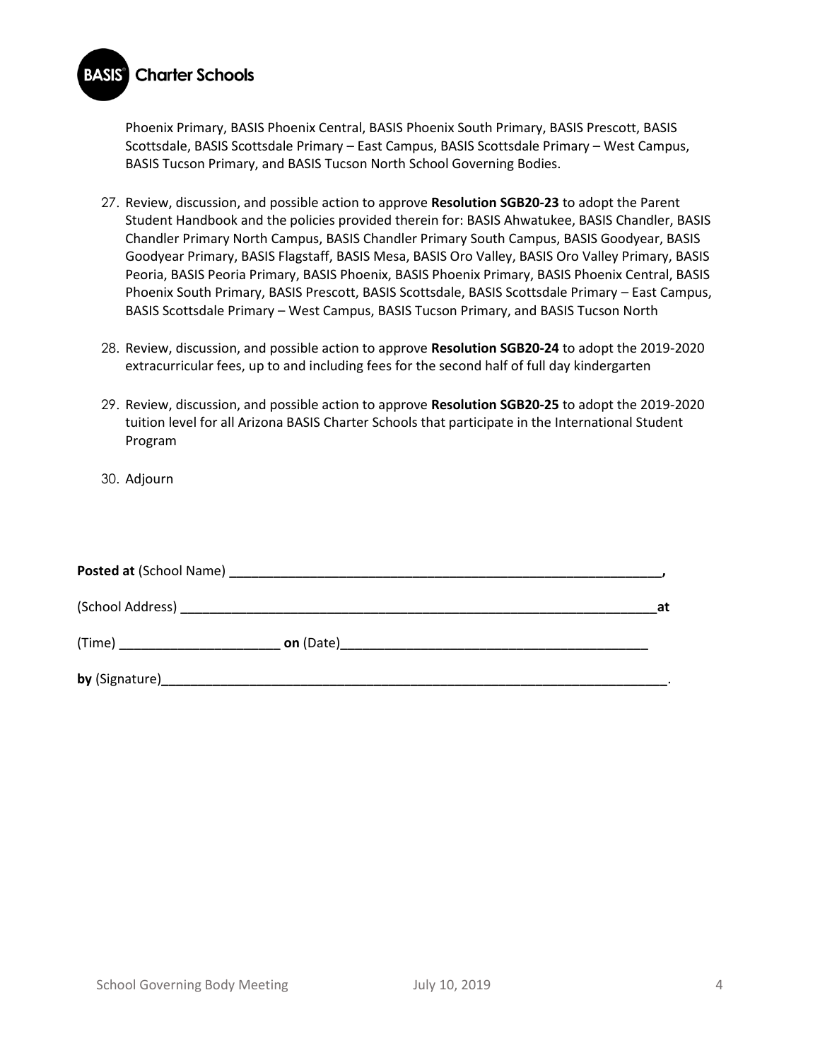Phoenix Primary, BASIS Phoenix Central, BASIS Phoenix South Primary, BASIS Prescott, BASIS Scottsdale, BASIS Scottsdale Primary – East Campus, BASIS Scottsdale Primary – West Campus, BASIS Tucson Primary, and BASIS Tucson North School Governing Bodies.

27. Review, discussion, and possible action to approve **Resolution SGB20-23** to adopt the Parent Student Handbook and the policies provided therein for: BASIS Ahwatukee, BASIS Chandler, BASIS Chandler Primary North Campus, BASIS Chandler Primary South Campus, BASIS Goodyear, BASIS Goodyear Primary, BASIS Flagstaff, BASIS Mesa, BASIS Oro Valley, BASIS Oro Valley Primary, BASIS Peoria, BASIS Peoria Primary, BASIS Phoenix, BASIS Phoenix Primary, BASIS Phoenix Central, BASIS Phoenix South Primary, BASIS Prescott, BASIS Scottsdale, BASIS Scottsdale Primary – East Campus, BASIS Scottsdale Primary – West Campus, BASIS Tucson Primary, and BASIS Tucson North

28. Review, discussion, and possible action to approve **Resolution SGB20-24** to adopt the 2019-2020 extracurricular fees, up to and including fees for the second half of full day kindergarten

29. Review, discussion, and possible action to approve **Resolution SGB20-25** to adopt the 2019-2020 tuition level for all Arizona BASIS Charter Schools that participate in the International Student Program

30. Adjourn

**Posted at** (School Name) ____________________________________________________________,

(School Address) _________________________________________________________________**at**

(Time) ______________________ **on** (Date)__________________________________________

**by** (Signature)__________________________________________________________________.